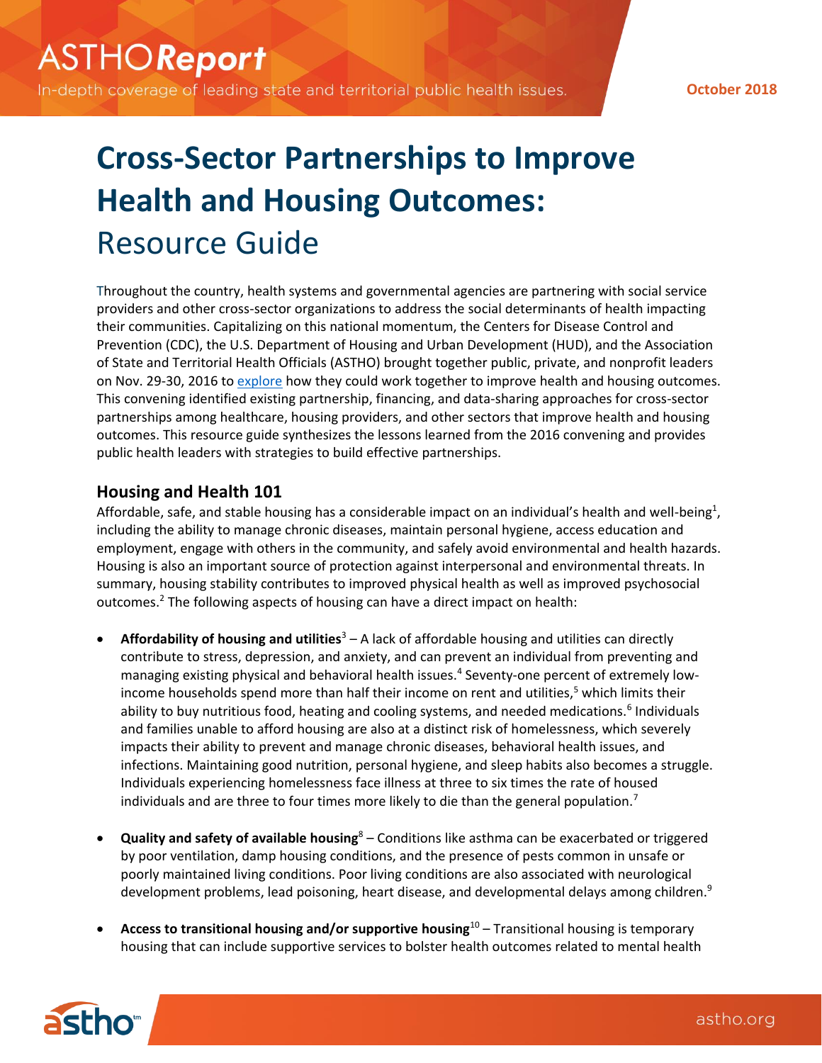ASTHO**Report**

In-depth coverage of leading state and territorial public health issues.

October 2018

# Cross-Sector Partnerships to Improve Health and Housing Outcomes: Resource Guide

Throughout the country, health systems and governmental agencies are partnering with social service providers and other cross-sector organizations to address the social determinants of health impacting their communities. Capitalizing on this national momentum, the Centers for Disease Control and Prevention (CDC), the U.S. Department of Housing and Urban Development (HUD), and the Association of State and Territorial Health Officials (ASTHO) brought together public, private, and nonprofit leaders on Nov. 29-30, 2016 to explore how they could work together to improve health and housing outcomes. This convening identified existing partnership, financing, and data-sharing approaches for cross-sector partnerships among healthcare, housing providers, and other sectors that improve health and housing outcomes. This resource guide synthesizes the lessons learned from the 2016 convening and provides public health leaders with strategies to build effective partnerships.

## Housing and Health 101

Affordable, safe, and stable housing has a considerable impact on an individual's health and well-being[1], including the ability to manage chronic diseases, maintain personal hygiene, access education and employment, engage with others in the community, and safely avoid environmental and health hazards. Housing is also an important source of protection against interpersonal and environmental threats. In summary, housing stability contributes to improved physical health as well as improved psychosocial outcomes.[2] The following aspects of housing can have a direct impact on health:

- **Affordability of housing and utilities**[3] – A lack of affordable housing and utilities can directly contribute to stress, depression, and anxiety, and can prevent an individual from preventing and managing existing physical and behavioral health issues.[4] Seventy-one percent of extremely low-income households spend more than half their income on rent and utilities,[5] which limits their ability to buy nutritious food, heating and cooling systems, and needed medications.[6] Individuals and families unable to afford housing are also at a distinct risk of homelessness, which severely impacts their ability to prevent and manage chronic diseases, behavioral health issues, and infections. Maintaining good nutrition, personal hygiene, and sleep habits also becomes a struggle. Individuals experiencing homelessness face illness at three to six times the rate of housed individuals and are three to four times more likely to die than the general population.[7]

- **Quality and safety of available housing**[8] – Conditions like asthma can be exacerbated or triggered by poor ventilation, damp housing conditions, and the presence of pests common in unsafe or poorly maintained living conditions. Poor living conditions are also associated with neurological development problems, lead poisoning, heart disease, and developmental delays among children.[9]

- **Access to transitional housing and/or supportive housing**[10] – Transitional housing is temporary housing that can include supportive services to bolster health outcomes related to mental health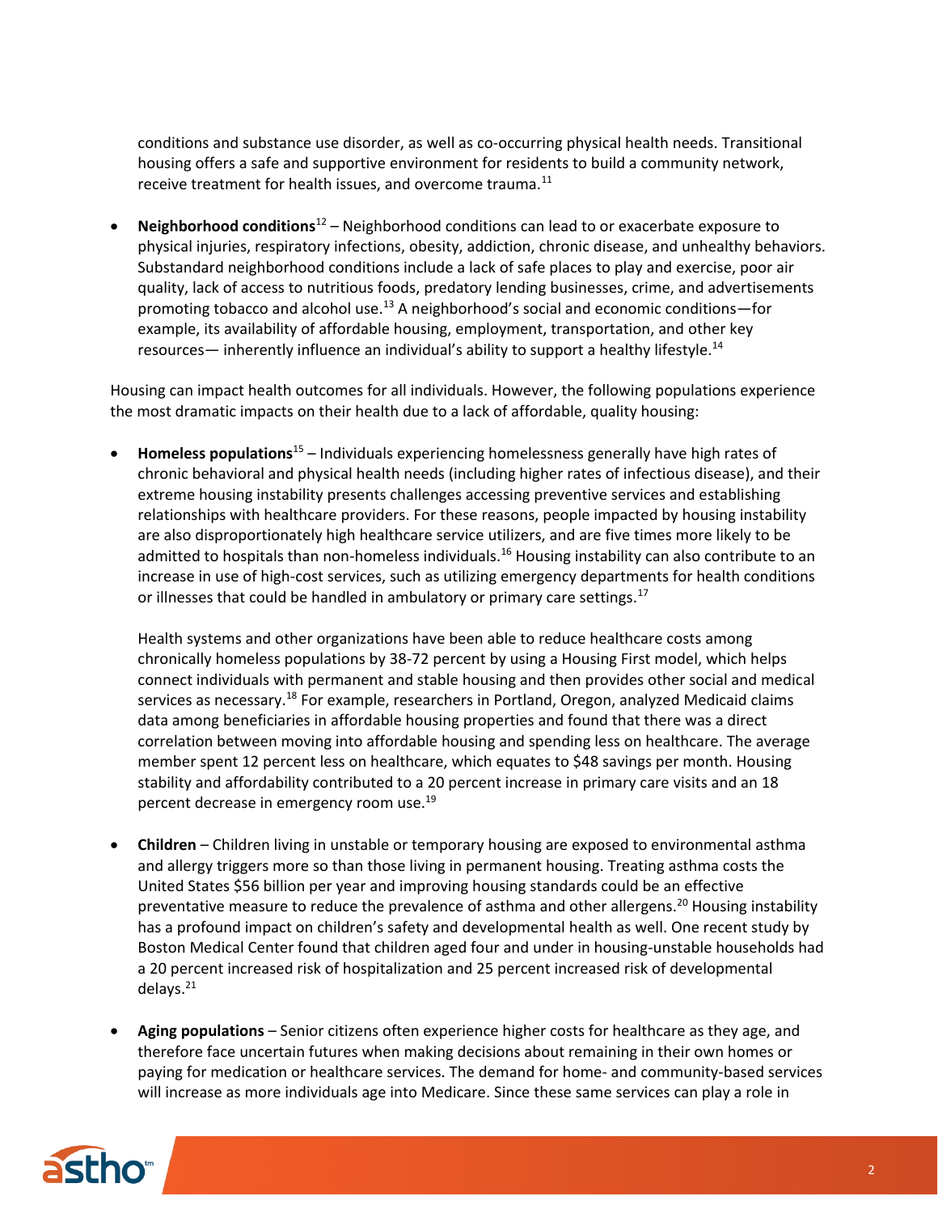conditions and substance use disorder, as well as co-occurring physical health needs. Transitional housing offers a safe and supportive environment for residents to build a community network, receive treatment for health issues, and overcome trauma.[11]

- **Neighborhood conditions**[12] – Neighborhood conditions can lead to or exacerbate exposure to physical injuries, respiratory infections, obesity, addiction, chronic disease, and unhealthy behaviors. Substandard neighborhood conditions include a lack of safe places to play and exercise, poor air quality, lack of access to nutritious foods, predatory lending businesses, crime, and advertisements promoting tobacco and alcohol use.[13] A neighborhood's social and economic conditions—for example, its availability of affordable housing, employment, transportation, and other key resources— inherently influence an individual's ability to support a healthy lifestyle.[14]

Housing can impact health outcomes for all individuals. However, the following populations experience the most dramatic impacts on their health due to a lack of affordable, quality housing:

- **Homeless populations**[15] – Individuals experiencing homelessness generally have high rates of chronic behavioral and physical health needs (including higher rates of infectious disease), and their extreme housing instability presents challenges accessing preventive services and establishing relationships with healthcare providers. For these reasons, people impacted by housing instability are also disproportionately high healthcare service utilizers, and are five times more likely to be admitted to hospitals than non-homeless individuals.[16] Housing instability can also contribute to an increase in use of high-cost services, such as utilizing emergency departments for health conditions or illnesses that could be handled in ambulatory or primary care settings.[17]

  Health systems and other organizations have been able to reduce healthcare costs among chronically homeless populations by 38-72 percent by using a Housing First model, which helps connect individuals with permanent and stable housing and then provides other social and medical services as necessary.[18] For example, researchers in Portland, Oregon, analyzed Medicaid claims data among beneficiaries in affordable housing properties and found that there was a direct correlation between moving into affordable housing and spending less on healthcare. The average member spent 12 percent less on healthcare, which equates to $48 savings per month. Housing stability and affordability contributed to a 20 percent increase in primary care visits and an 18 percent decrease in emergency room use.[19]

- **Children** – Children living in unstable or temporary housing are exposed to environmental asthma and allergy triggers more so than those living in permanent housing. Treating asthma costs the United States $56 billion per year and improving housing standards could be an effective preventative measure to reduce the prevalence of asthma and other allergens.[20] Housing instability has a profound impact on children's safety and developmental health as well. One recent study by Boston Medical Center found that children aged four and under in housing-unstable households had a 20 percent increased risk of hospitalization and 25 percent increased risk of developmental delays.[21]

- **Aging populations** – Senior citizens often experience higher costs for healthcare as they age, and therefore face uncertain futures when making decisions about remaining in their own homes or paying for medication or healthcare services. The demand for home- and community-based services will increase as more individuals age into Medicare. Since these same services can play a role in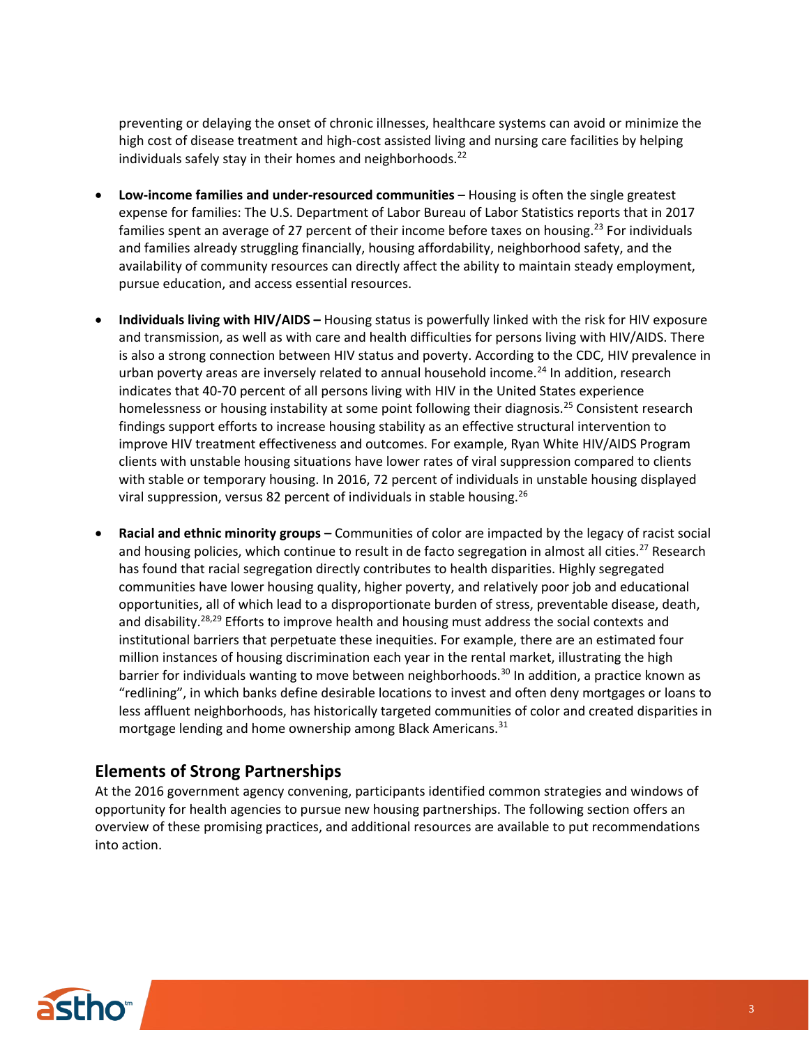preventing or delaying the onset of chronic illnesses, healthcare systems can avoid or minimize the high cost of disease treatment and high-cost assisted living and nursing care facilities by helping individuals safely stay in their homes and neighborhoods.[22]

- **Low-income families and under-resourced communities** – Housing is often the single greatest expense for families: The U.S. Department of Labor Bureau of Labor Statistics reports that in 2017 families spent an average of 27 percent of their income before taxes on housing.[23] For individuals and families already struggling financially, housing affordability, neighborhood safety, and the availability of community resources can directly affect the ability to maintain steady employment, pursue education, and access essential resources.

- **Individuals living with HIV/AIDS –** Housing status is powerfully linked with the risk for HIV exposure and transmission, as well as with care and health difficulties for persons living with HIV/AIDS. There is also a strong connection between HIV status and poverty. According to the CDC, HIV prevalence in urban poverty areas are inversely related to annual household income.[24] In addition, research indicates that 40-70 percent of all persons living with HIV in the United States experience homelessness or housing instability at some point following their diagnosis.[25] Consistent research findings support efforts to increase housing stability as an effective structural intervention to improve HIV treatment effectiveness and outcomes. For example, Ryan White HIV/AIDS Program clients with unstable housing situations have lower rates of viral suppression compared to clients with stable or temporary housing. In 2016, 72 percent of individuals in unstable housing displayed viral suppression, versus 82 percent of individuals in stable housing.[26]

- **Racial and ethnic minority groups –** Communities of color are impacted by the legacy of racist social and housing policies, which continue to result in de facto segregation in almost all cities.[27] Research has found that racial segregation directly contributes to health disparities. Highly segregated communities have lower housing quality, higher poverty, and relatively poor job and educational opportunities, all of which lead to a disproportionate burden of stress, preventable disease, death, and disability.[28,29] Efforts to improve health and housing must address the social contexts and institutional barriers that perpetuate these inequities. For example, there are an estimated four million instances of housing discrimination each year in the rental market, illustrating the high barrier for individuals wanting to move between neighborhoods.[30] In addition, a practice known as "redlining", in which banks define desirable locations to invest and often deny mortgages or loans to less affluent neighborhoods, has historically targeted communities of color and created disparities in mortgage lending and home ownership among Black Americans.[31]

## Elements of Strong Partnerships

At the 2016 government agency convening, participants identified common strategies and windows of opportunity for health agencies to pursue new housing partnerships. The following section offers an overview of these promising practices, and additional resources are available to put recommendations into action.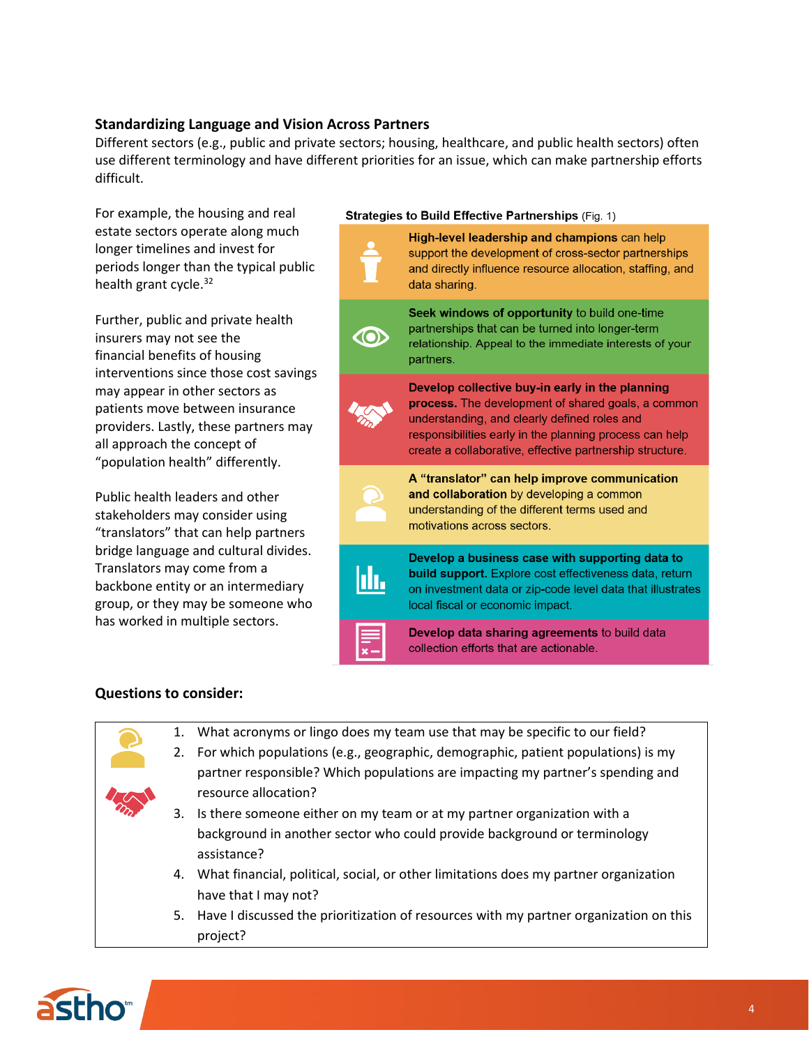### Standardizing Language and Vision Across Partners

Different sectors (e.g., public and private sectors; housing, healthcare, and public health sectors) often use different terminology and have different priorities for an issue, which can make partnership efforts difficult.

For example, the housing and real estate sectors operate along much longer timelines and invest for periods longer than the typical public health grant cycle.[32]

Further, public and private health insurers may not see the financial benefits of housing interventions since those cost savings may appear in other sectors as patients move between insurance providers. Lastly, these partners may all approach the concept of "population health" differently.

Public health leaders and other stakeholders may consider using "translators" that can help partners bridge language and cultural divides. Translators may come from a backbone entity or an intermediary group, or they may be someone who has worked in multiple sectors.

**Strategies to Build Effective Partnerships** (Fig. 1)

- **High-level leadership and champions** can help support the development of cross-sector partnerships and directly influence resource allocation, staffing, and data sharing.
- **Seek windows of opportunity** to build one-time partnerships that can be turned into longer-term relationship. Appeal to the immediate interests of your partners.
- **Develop collective buy-in early in the planning process.** The development of shared goals, a common understanding, and clearly defined roles and responsibilities early in the planning process can help create a collaborative, effective partnership structure.
- **A "translator" can help improve communication and collaboration** by developing a common understanding of the different terms used and motivations across sectors.
- **Develop a business case with supporting data to build support.** Explore cost effectiveness data, return on investment data or zip-code level data that illustrates local fiscal or economic impact.
- **Develop data sharing agreements** to build data collection efforts that are actionable.

### Questions to consider:

1. What acronyms or lingo does my team use that may be specific to our field?
2. For which populations (e.g., geographic, demographic, patient populations) is my partner responsible? Which populations are impacting my partner's spending and resource allocation?
3. Is there someone either on my team or at my partner organization with a background in another sector who could provide background or terminology assistance?
4. What financial, political, social, or other limitations does my partner organization have that I may not?
5. Have I discussed the prioritization of resources with my partner organization on this project?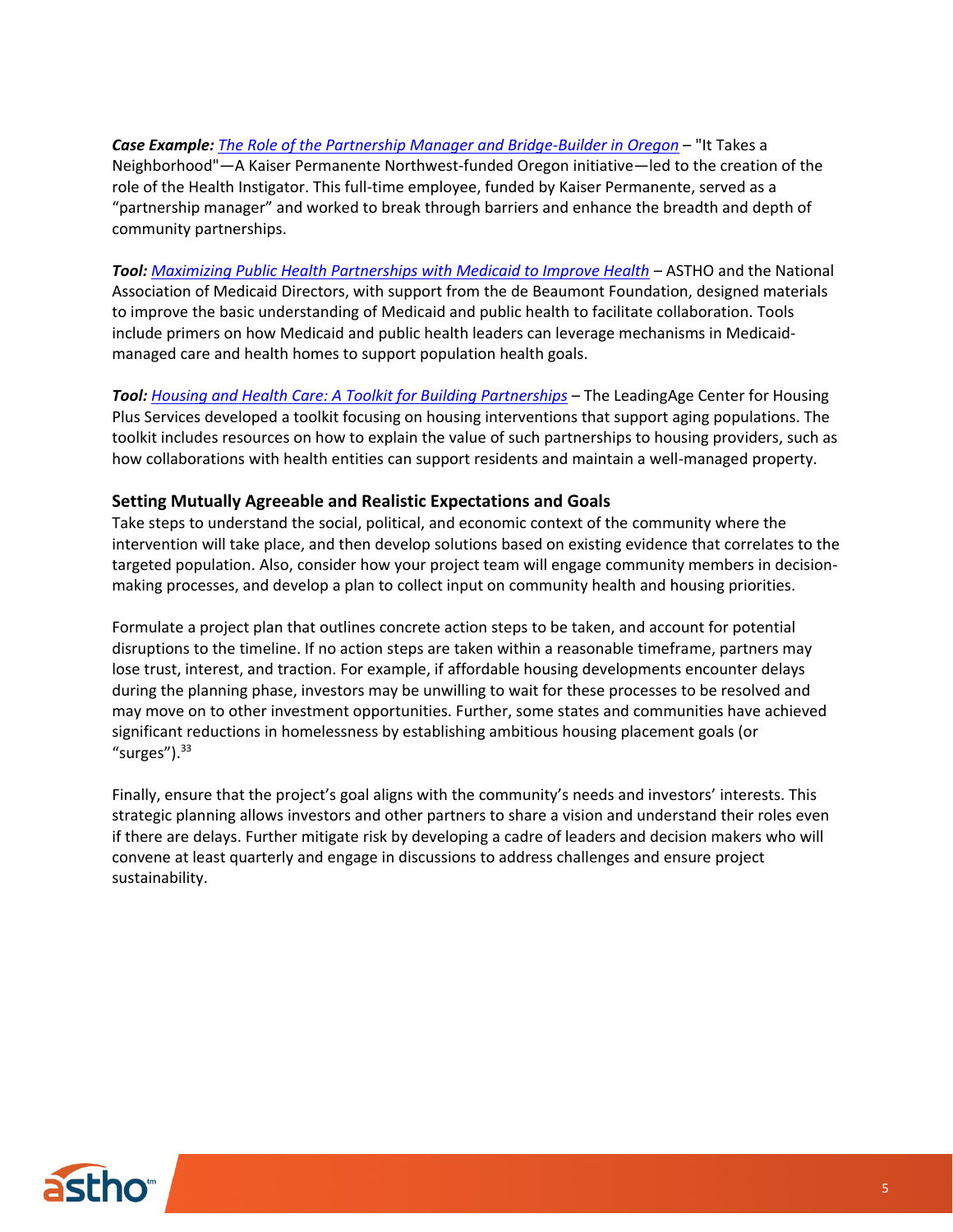***Case Example:*** *The Role of the Partnership Manager and Bridge-Builder in Oregon* – "It Takes a Neighborhood"—A Kaiser Permanente Northwest-funded Oregon initiative—led to the creation of the role of the Health Instigator. This full-time employee, funded by Kaiser Permanente, served as a "partnership manager" and worked to break through barriers and enhance the breadth and depth of community partnerships.

***Tool:*** *Maximizing Public Health Partnerships with Medicaid to Improve Health* – ASTHO and the National Association of Medicaid Directors, with support from the de Beaumont Foundation, designed materials to improve the basic understanding of Medicaid and public health to facilitate collaboration. Tools include primers on how Medicaid and public health leaders can leverage mechanisms in Medicaid-managed care and health homes to support population health goals.

***Tool:*** *Housing and Health Care: A Toolkit for Building Partnerships* – The LeadingAge Center for Housing Plus Services developed a toolkit focusing on housing interventions that support aging populations. The toolkit includes resources on how to explain the value of such partnerships to housing providers, such as how collaborations with health entities can support residents and maintain a well-managed property.

### Setting Mutually Agreeable and Realistic Expectations and Goals

Take steps to understand the social, political, and economic context of the community where the intervention will take place, and then develop solutions based on existing evidence that correlates to the targeted population. Also, consider how your project team will engage community members in decision-making processes, and develop a plan to collect input on community health and housing priorities.

Formulate a project plan that outlines concrete action steps to be taken, and account for potential disruptions to the timeline. If no action steps are taken within a reasonable timeframe, partners may lose trust, interest, and traction. For example, if affordable housing developments encounter delays during the planning phase, investors may be unwilling to wait for these processes to be resolved and may move on to other investment opportunities. Further, some states and communities have achieved significant reductions in homelessness by establishing ambitious housing placement goals (or "surges").[33]

Finally, ensure that the project's goal aligns with the community's needs and investors' interests. This strategic planning allows investors and other partners to share a vision and understand their roles even if there are delays. Further mitigate risk by developing a cadre of leaders and decision makers who will convene at least quarterly and engage in discussions to address challenges and ensure project sustainability.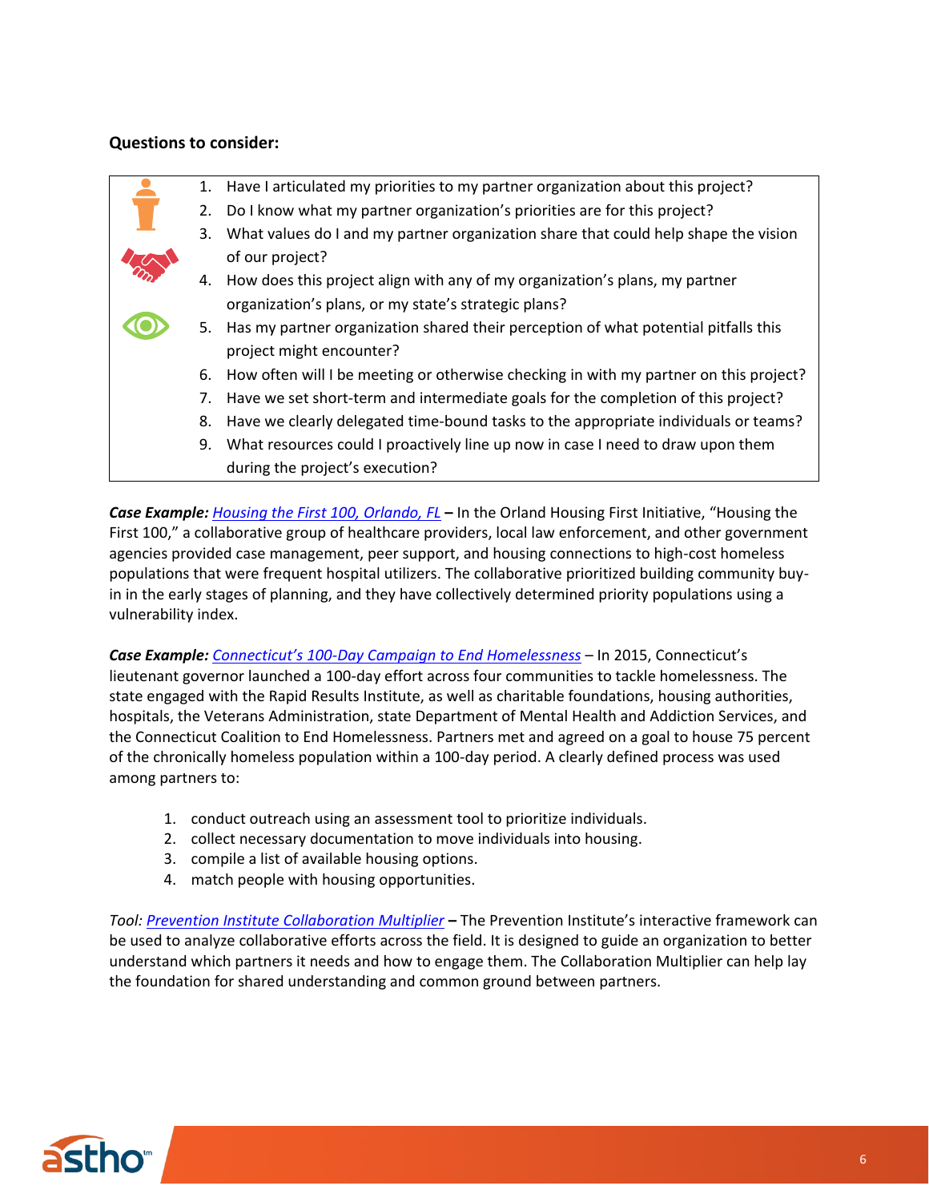**Questions to consider:**

1. Have I articulated my priorities to my partner organization about this project?
2. Do I know what my partner organization's priorities are for this project?
3. What values do I and my partner organization share that could help shape the vision of our project?
4. How does this project align with any of my organization's plans, my partner organization's plans, or my state's strategic plans?
5. Has my partner organization shared their perception of what potential pitfalls this project might encounter?
6. How often will I be meeting or otherwise checking in with my partner on this project?
7. Have we set short-term and intermediate goals for the completion of this project?
8. Have we clearly delegated time-bound tasks to the appropriate individuals or teams?
9. What resources could I proactively line up now in case I need to draw upon them during the project's execution?

***Case Example:*** *Housing the First 100, Orlando, FL* **–** In the Orland Housing First Initiative, "Housing the First 100," a collaborative group of healthcare providers, local law enforcement, and other government agencies provided case management, peer support, and housing connections to high-cost homeless populations that were frequent hospital utilizers. The collaborative prioritized building community buy-in in the early stages of planning, and they have collectively determined priority populations using a vulnerability index.

***Case Example:*** *Connecticut's 100-Day Campaign to End Homelessness* – In 2015, Connecticut's lieutenant governor launched a 100-day effort across four communities to tackle homelessness. The state engaged with the Rapid Results Institute, as well as charitable foundations, housing authorities, hospitals, the Veterans Administration, state Department of Mental Health and Addiction Services, and the Connecticut Coalition to End Homelessness. Partners met and agreed on a goal to house 75 percent of the chronically homeless population within a 100-day period. A clearly defined process was used among partners to:

1. conduct outreach using an assessment tool to prioritize individuals.
2. collect necessary documentation to move individuals into housing.
3. compile a list of available housing options.
4. match people with housing opportunities.

*Tool: Prevention Institute Collaboration Multiplier* **–** The Prevention Institute's interactive framework can be used to analyze collaborative efforts across the field. It is designed to guide an organization to better understand which partners it needs and how to engage them. The Collaboration Multiplier can help lay the foundation for shared understanding and common ground between partners.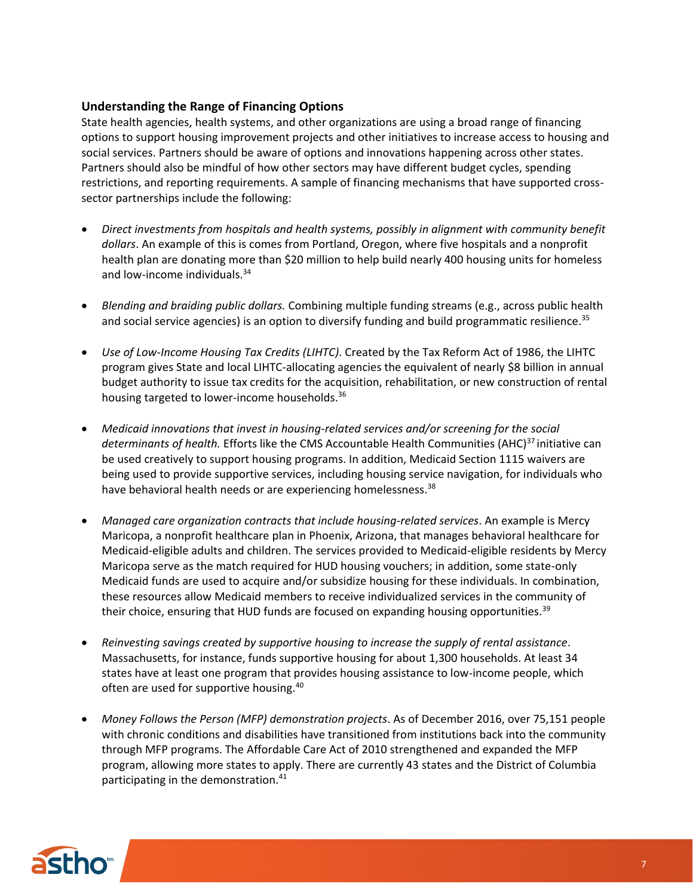### Understanding the Range of Financing Options

State health agencies, health systems, and other organizations are using a broad range of financing options to support housing improvement projects and other initiatives to increase access to housing and social services. Partners should be aware of options and innovations happening across other states. Partners should also be mindful of how other sectors may have different budget cycles, spending restrictions, and reporting requirements. A sample of financing mechanisms that have supported cross-sector partnerships include the following:

- *Direct investments from hospitals and health systems, possibly in alignment with community benefit dollars*. An example of this is comes from Portland, Oregon, where five hospitals and a nonprofit health plan are donating more than $20 million to help build nearly 400 housing units for homeless and low-income individuals.[34]

- *Blending and braiding public dollars.* Combining multiple funding streams (e.g., across public health and social service agencies) is an option to diversify funding and build programmatic resilience.[35]

- *Use of Low-Income Housing Tax Credits (LIHTC)*. Created by the Tax Reform Act of 1986, the LIHTC program gives State and local LIHTC-allocating agencies the equivalent of nearly $8 billion in annual budget authority to issue tax credits for the acquisition, rehabilitation, or new construction of rental housing targeted to lower-income households.[36]

- *Medicaid innovations that invest in housing-related services and/or screening for the social determinants of health.* Efforts like the CMS Accountable Health Communities (AHC)[37] initiative can be used creatively to support housing programs. In addition, Medicaid Section 1115 waivers are being used to provide supportive services, including housing service navigation, for individuals who have behavioral health needs or are experiencing homelessness.[38]

- *Managed care organization contracts that include housing-related services*. An example is Mercy Maricopa, a nonprofit healthcare plan in Phoenix, Arizona, that manages behavioral healthcare for Medicaid-eligible adults and children. The services provided to Medicaid-eligible residents by Mercy Maricopa serve as the match required for HUD housing vouchers; in addition, some state-only Medicaid funds are used to acquire and/or subsidize housing for these individuals. In combination, these resources allow Medicaid members to receive individualized services in the community of their choice, ensuring that HUD funds are focused on expanding housing opportunities.[39]

- *Reinvesting savings created by supportive housing to increase the supply of rental assistance*. Massachusetts, for instance, funds supportive housing for about 1,300 households. At least 34 states have at least one program that provides housing assistance to low-income people, which often are used for supportive housing.[40]

- *Money Follows the Person (MFP) demonstration projects*. As of December 2016, over 75,151 people with chronic conditions and disabilities have transitioned from institutions back into the community through MFP programs. The Affordable Care Act of 2010 strengthened and expanded the MFP program, allowing more states to apply. There are currently 43 states and the District of Columbia participating in the demonstration.[41]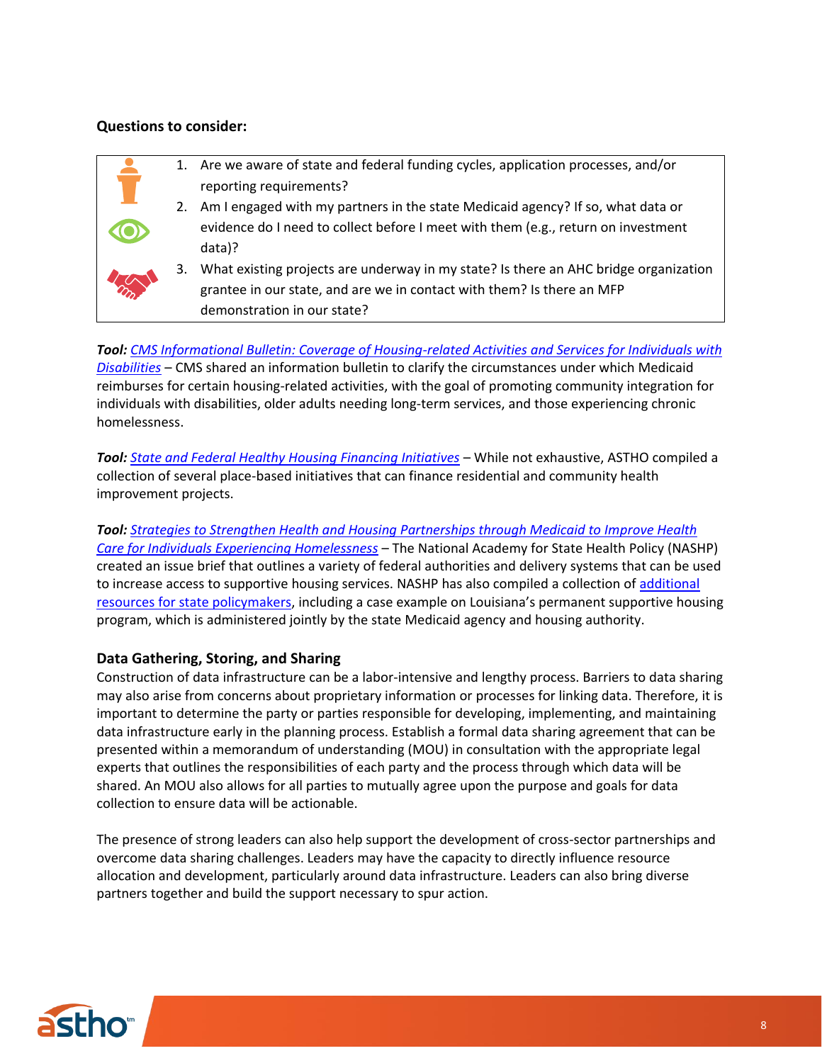**Questions to consider:**

1. Are we aware of state and federal funding cycles, application processes, and/or reporting requirements?
2. Am I engaged with my partners in the state Medicaid agency? If so, what data or evidence do I need to collect before I meet with them (e.g., return on investment data)?
3. What existing projects are underway in my state? Is there an AHC bridge organization grantee in our state, and are we in contact with them? Is there an MFP demonstration in our state?

***Tool:*** *CMS Informational Bulletin: Coverage of Housing-related Activities and Services for Individuals with Disabilities* – CMS shared an information bulletin to clarify the circumstances under which Medicaid reimburses for certain housing-related activities, with the goal of promoting community integration for individuals with disabilities, older adults needing long-term services, and those experiencing chronic homelessness.

***Tool:*** *State and Federal Healthy Housing Financing Initiatives* – While not exhaustive, ASTHO compiled a collection of several place-based initiatives that can finance residential and community health improvement projects.

***Tool:*** *Strategies to Strengthen Health and Housing Partnerships through Medicaid to Improve Health Care for Individuals Experiencing Homelessness* – The National Academy for State Health Policy (NASHP) created an issue brief that outlines a variety of federal authorities and delivery systems that can be used to increase access to supportive housing services. NASHP has also compiled a collection of additional resources for state policymakers, including a case example on Louisiana's permanent supportive housing program, which is administered jointly by the state Medicaid agency and housing authority.

### Data Gathering, Storing, and Sharing

Construction of data infrastructure can be a labor-intensive and lengthy process. Barriers to data sharing may also arise from concerns about proprietary information or processes for linking data. Therefore, it is important to determine the party or parties responsible for developing, implementing, and maintaining data infrastructure early in the planning process. Establish a formal data sharing agreement that can be presented within a memorandum of understanding (MOU) in consultation with the appropriate legal experts that outlines the responsibilities of each party and the process through which data will be shared. An MOU also allows for all parties to mutually agree upon the purpose and goals for data collection to ensure data will be actionable.

The presence of strong leaders can also help support the development of cross-sector partnerships and overcome data sharing challenges. Leaders may have the capacity to directly influence resource allocation and development, particularly around data infrastructure. Leaders can also bring diverse partners together and build the support necessary to spur action.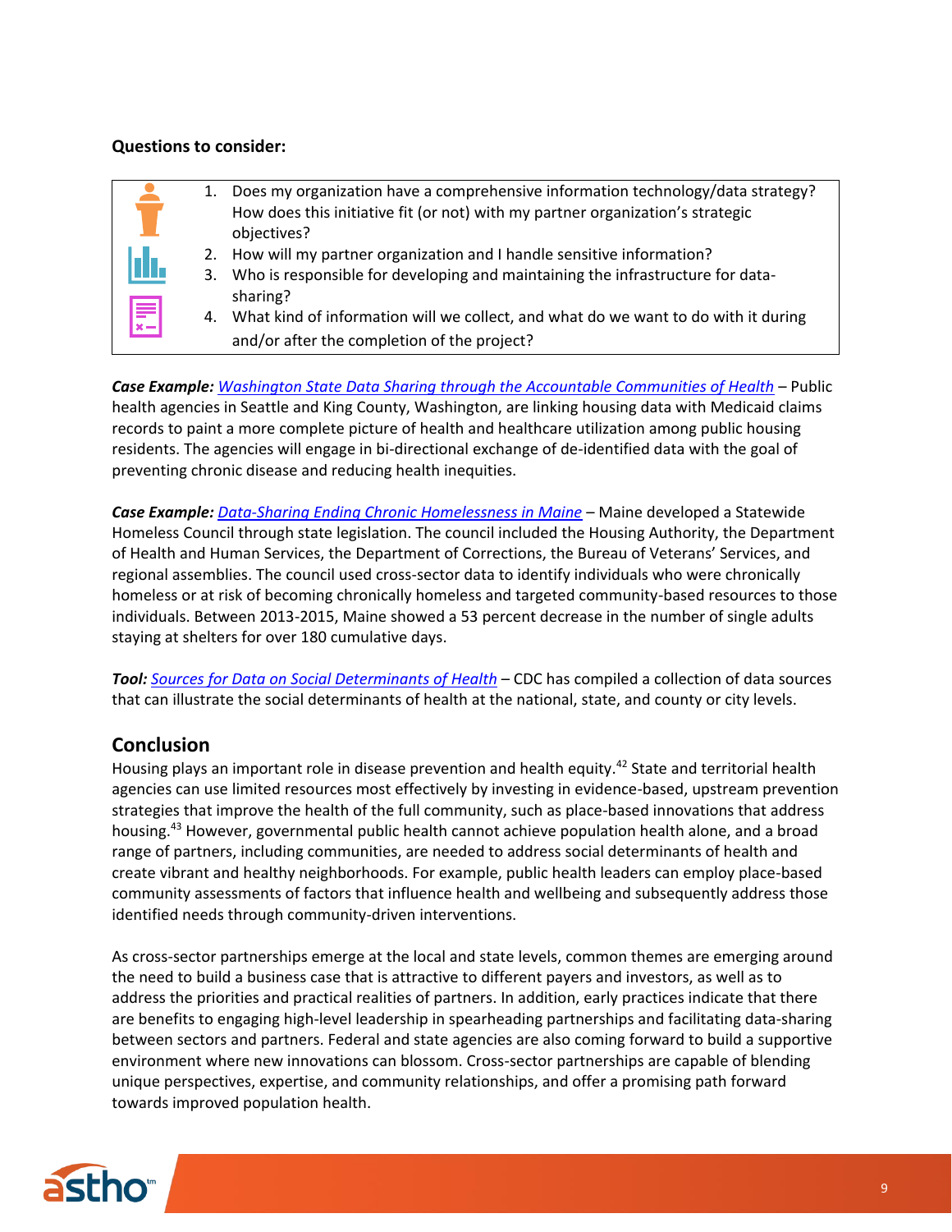**Questions to consider:**

1. Does my organization have a comprehensive information technology/data strategy? How does this initiative fit (or not) with my partner organization's strategic objectives?
2. How will my partner organization and I handle sensitive information?
3. Who is responsible for developing and maintaining the infrastructure for data-sharing?
4. What kind of information will we collect, and what do we want to do with it during and/or after the completion of the project?

***Case Example:*** *Washington State Data Sharing through the Accountable Communities of Health* – Public health agencies in Seattle and King County, Washington, are linking housing data with Medicaid claims records to paint a more complete picture of health and healthcare utilization among public housing residents. The agencies will engage in bi-directional exchange of de-identified data with the goal of preventing chronic disease and reducing health inequities.

***Case Example:*** *Data-Sharing Ending Chronic Homelessness in Maine* – Maine developed a Statewide Homeless Council through state legislation. The council included the Housing Authority, the Department of Health and Human Services, the Department of Corrections, the Bureau of Veterans' Services, and regional assemblies. The council used cross-sector data to identify individuals who were chronically homeless or at risk of becoming chronically homeless and targeted community-based resources to those individuals. Between 2013-2015, Maine showed a 53 percent decrease in the number of single adults staying at shelters for over 180 cumulative days.

***Tool:*** *Sources for Data on Social Determinants of Health* – CDC has compiled a collection of data sources that can illustrate the social determinants of health at the national, state, and county or city levels.

## Conclusion

Housing plays an important role in disease prevention and health equity.[42] State and territorial health agencies can use limited resources most effectively by investing in evidence-based, upstream prevention strategies that improve the health of the full community, such as place-based innovations that address housing.[43] However, governmental public health cannot achieve population health alone, and a broad range of partners, including communities, are needed to address social determinants of health and create vibrant and healthy neighborhoods. For example, public health leaders can employ place-based community assessments of factors that influence health and wellbeing and subsequently address those identified needs through community-driven interventions.

As cross-sector partnerships emerge at the local and state levels, common themes are emerging around the need to build a business case that is attractive to different payers and investors, as well as to address the priorities and practical realities of partners. In addition, early practices indicate that there are benefits to engaging high-level leadership in spearheading partnerships and facilitating data-sharing between sectors and partners. Federal and state agencies are also coming forward to build a supportive environment where new innovations can blossom. Cross-sector partnerships are capable of blending unique perspectives, expertise, and community relationships, and offer a promising path forward towards improved population health.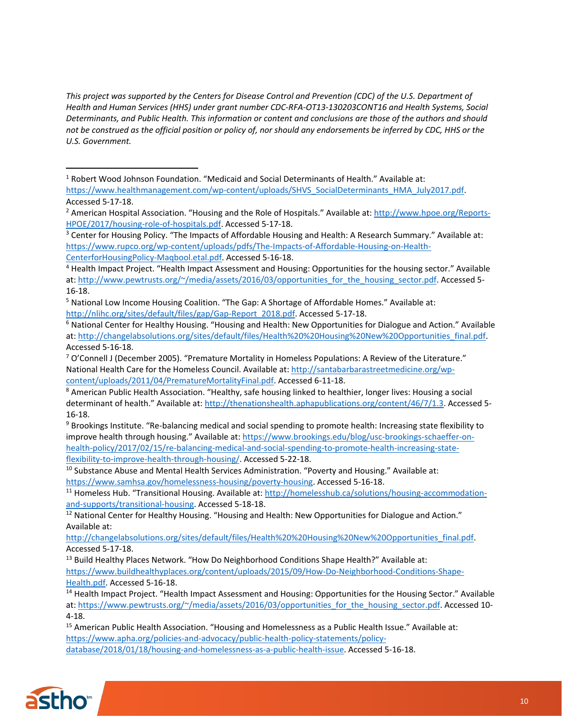*This project was supported by the Centers for Disease Control and Prevention (CDC) of the U.S. Department of Health and Human Services (HHS) under grant number CDC-RFA-OT13-130203CONT16 and Health Systems, Social Determinants, and Public Health. This information or content and conclusions are those of the authors and should not be construed as the official position or policy of, nor should any endorsements be inferred by CDC, HHS or the U.S. Government.*

---

[1] Robert Wood Johnson Foundation. "Medicaid and Social Determinants of Health." Available at: https://www.healthmanagement.com/wp-content/uploads/SHVS_SocialDeterminants_HMA_July2017.pdf. Accessed 5-17-18.

[2] American Hospital Association. "Housing and the Role of Hospitals." Available at: http://www.hpoe.org/Reports-HPOE/2017/housing-role-of-hospitals.pdf. Accessed 5-17-18.

[3] Center for Housing Policy. "The Impacts of Affordable Housing and Health: A Research Summary." Available at: https://www.rupco.org/wp-content/uploads/pdfs/The-Impacts-of-Affordable-Housing-on-Health-CenterforHousingPolicy-Maqbool.etal.pdf. Accessed 5-16-18.

[4] Health Impact Project. "Health Impact Assessment and Housing: Opportunities for the housing sector." Available at: http://www.pewtrusts.org/~/media/assets/2016/03/opportunities_for_the_housing_sector.pdf. Accessed 5-16-18.

[5] National Low Income Housing Coalition. "The Gap: A Shortage of Affordable Homes." Available at: http://nlihc.org/sites/default/files/gap/Gap-Report_2018.pdf. Accessed 5-17-18.

[6] National Center for Healthy Housing. "Housing and Health: New Opportunities for Dialogue and Action." Available at: http://changelabsolutions.org/sites/default/files/Health%20%20Housing%20New%20Opportunities_final.pdf. Accessed 5-16-18.

[7] O'Connell J (December 2005). "Premature Mortality in Homeless Populations: A Review of the Literature." National Health Care for the Homeless Council. Available at: http://santabarbarastreetmedicine.org/wp-content/uploads/2011/04/PrematureMortalityFinal.pdf. Accessed 6-11-18.

[8] American Public Health Association. "Healthy, safe housing linked to healthier, longer lives: Housing a social determinant of health." Available at: http://thenationshealth.aphapublications.org/content/46/7/1.3. Accessed 5-16-18.

[9] Brookings Institute. "Re-balancing medical and social spending to promote health: Increasing state flexibility to improve health through housing." Available at: https://www.brookings.edu/blog/usc-brookings-schaeffer-on-health-policy/2017/02/15/re-balancing-medical-and-social-spending-to-promote-health-increasing-state-flexibility-to-improve-health-through-housing/. Accessed 5-22-18.

[10] Substance Abuse and Mental Health Services Administration. "Poverty and Housing." Available at: https://www.samhsa.gov/homelessness-housing/poverty-housing. Accessed 5-16-18.

[11] Homeless Hub. "Transitional Housing. Available at: http://homelesshub.ca/solutions/housing-accommodation-and-supports/transitional-housing. Accessed 5-18-18.

[12] National Center for Healthy Housing. "Housing and Health: New Opportunities for Dialogue and Action." Available at: http://changelabsolutions.org/sites/default/files/Health%20%20Housing%20New%20Opportunities_final.pdf. Accessed 5-17-18.

[13] Build Healthy Places Network. "How Do Neighborhood Conditions Shape Health?" Available at: https://www.buildhealthyplaces.org/content/uploads/2015/09/How-Do-Neighborhood-Conditions-Shape-Health.pdf. Accessed 5-16-18.

[14] Health Impact Project. "Health Impact Assessment and Housing: Opportunities for the Housing Sector." Available at: https://www.pewtrusts.org/~/media/assets/2016/03/opportunities_for_the_housing_sector.pdf. Accessed 10-4-18.

[15] American Public Health Association. "Housing and Homelessness as a Public Health Issue." Available at: https://www.apha.org/policies-and-advocacy/public-health-policy-statements/policy-database/2018/01/18/housing-and-homelessness-as-a-public-health-issue. Accessed 5-16-18.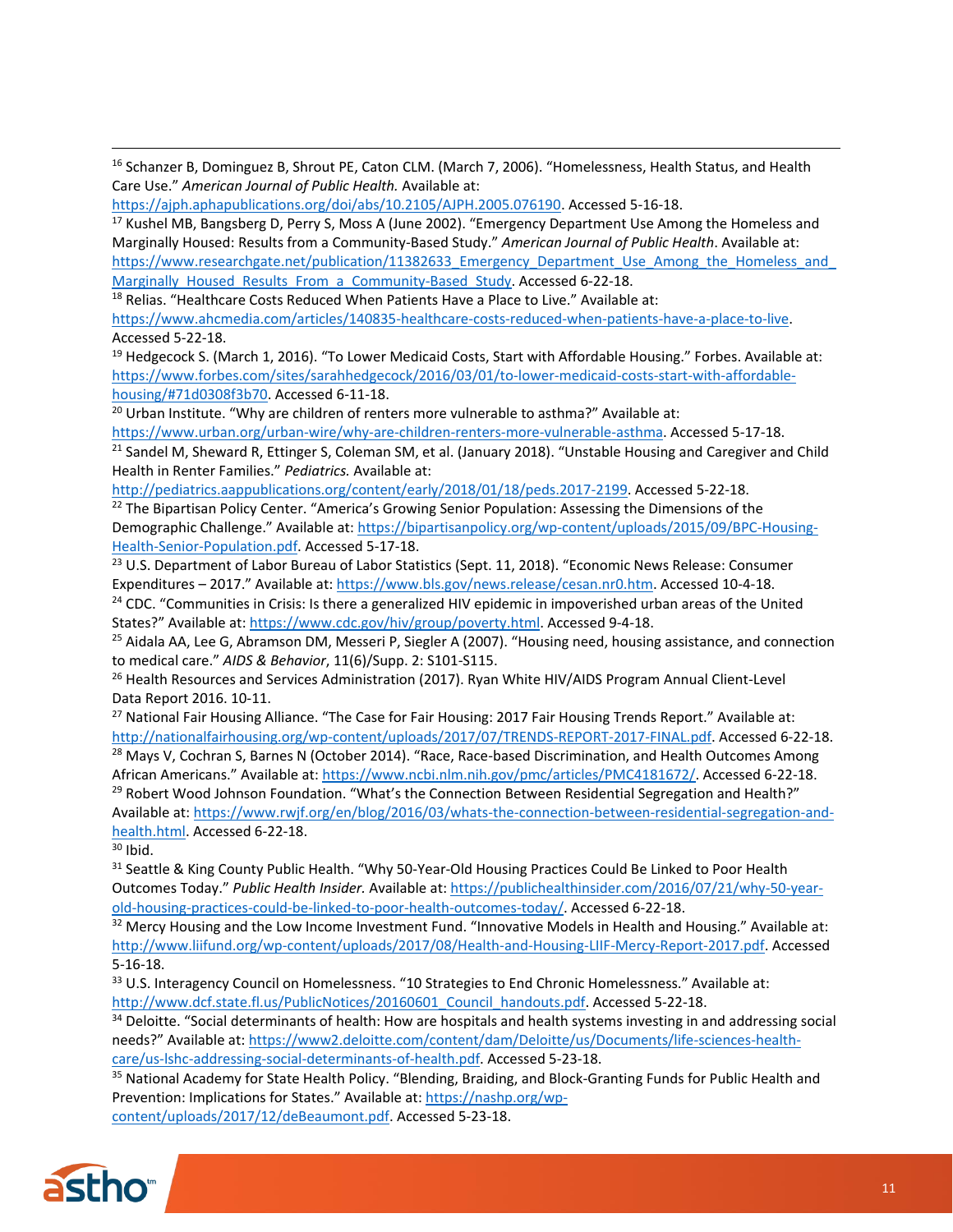[16] Schanzer B, Dominguez B, Shrout PE, Caton CLM. (March 7, 2006). "Homelessness, Health Status, and Health Care Use." *American Journal of Public Health.* Available at: https://ajph.aphapublications.org/doi/abs/10.2105/AJPH.2005.076190. Accessed 5-16-18.

[17] Kushel MB, Bangsberg D, Perry S, Moss A (June 2002). "Emergency Department Use Among the Homeless and Marginally Housed: Results from a Community-Based Study." *American Journal of Public Health*. Available at: https://www.researchgate.net/publication/11382633_Emergency_Department_Use_Among_the_Homeless_and_Marginally_Housed_Results_From_a_Community-Based_Study. Accessed 6-22-18.

[18] Relias. "Healthcare Costs Reduced When Patients Have a Place to Live." Available at: https://www.ahcmedia.com/articles/140835-healthcare-costs-reduced-when-patients-have-a-place-to-live. Accessed 5-22-18.

[19] Hedgecock S. (March 1, 2016). "To Lower Medicaid Costs, Start with Affordable Housing." Forbes. Available at: https://www.forbes.com/sites/sarahhedgecock/2016/03/01/to-lower-medicaid-costs-start-with-affordable-housing/#71d0308f3b70. Accessed 6-11-18.

[20] Urban Institute. "Why are children of renters more vulnerable to asthma?" Available at: https://www.urban.org/urban-wire/why-are-children-renters-more-vulnerable-asthma. Accessed 5-17-18.

[21] Sandel M, Sheward R, Ettinger S, Coleman SM, et al. (January 2018). "Unstable Housing and Caregiver and Child Health in Renter Families." *Pediatrics.* Available at: http://pediatrics.aappublications.org/content/early/2018/01/18/peds.2017-2199. Accessed 5-22-18.

[22] The Bipartisan Policy Center. "America's Growing Senior Population: Assessing the Dimensions of the Demographic Challenge." Available at: https://bipartisanpolicy.org/wp-content/uploads/2015/09/BPC-Housing-Health-Senior-Population.pdf. Accessed 5-17-18.

[23] U.S. Department of Labor Bureau of Labor Statistics (Sept. 11, 2018). "Economic News Release: Consumer Expenditures – 2017." Available at: https://www.bls.gov/news.release/cesan.nr0.htm. Accessed 10-4-18.

[24] CDC. "Communities in Crisis: Is there a generalized HIV epidemic in impoverished urban areas of the United States?" Available at: https://www.cdc.gov/hiv/group/poverty.html. Accessed 9-4-18.

[25] Aidala AA, Lee G, Abramson DM, Messeri P, Siegler A (2007). "Housing need, housing assistance, and connection to medical care." *AIDS & Behavior*, 11(6)/Supp. 2: S101-S115.

[26] Health Resources and Services Administration (2017). Ryan White HIV/AIDS Program Annual Client-Level Data Report 2016. 10-11.

[27] National Fair Housing Alliance. "The Case for Fair Housing: 2017 Fair Housing Trends Report." Available at: http://nationalfairhousing.org/wp-content/uploads/2017/07/TRENDS-REPORT-2017-FINAL.pdf. Accessed 6-22-18.

[28] Mays V, Cochran S, Barnes N (October 2014). "Race, Race-based Discrimination, and Health Outcomes Among African Americans." Available at: https://www.ncbi.nlm.nih.gov/pmc/articles/PMC4181672/. Accessed 6-22-18.

[29] Robert Wood Johnson Foundation. "What's the Connection Between Residential Segregation and Health?" Available at: https://www.rwjf.org/en/blog/2016/03/whats-the-connection-between-residential-segregation-and-health.html. Accessed 6-22-18.

[30] Ibid.

[31] Seattle & King County Public Health. "Why 50-Year-Old Housing Practices Could Be Linked to Poor Health Outcomes Today." *Public Health Insider.* Available at: https://publichealthinsider.com/2016/07/21/why-50-year-old-housing-practices-could-be-linked-to-poor-health-outcomes-today/. Accessed 6-22-18.

[32] Mercy Housing and the Low Income Investment Fund. "Innovative Models in Health and Housing." Available at: http://www.liifund.org/wp-content/uploads/2017/08/Health-and-Housing-LIIF-Mercy-Report-2017.pdf. Accessed 5-16-18.

[33] U.S. Interagency Council on Homelessness. "10 Strategies to End Chronic Homelessness." Available at: http://www.dcf.state.fl.us/PublicNotices/20160601_Council_handouts.pdf. Accessed 5-22-18.

[34] Deloitte. "Social determinants of health: How are hospitals and health systems investing in and addressing social needs?" Available at: https://www2.deloitte.com/content/dam/Deloitte/us/Documents/life-sciences-health-care/us-lshc-addressing-social-determinants-of-health.pdf. Accessed 5-23-18.

[35] National Academy for State Health Policy. "Blending, Braiding, and Block-Granting Funds for Public Health and Prevention: Implications for States." Available at: https://nashp.org/wp-content/uploads/2017/12/deBeaumont.pdf. Accessed 5-23-18.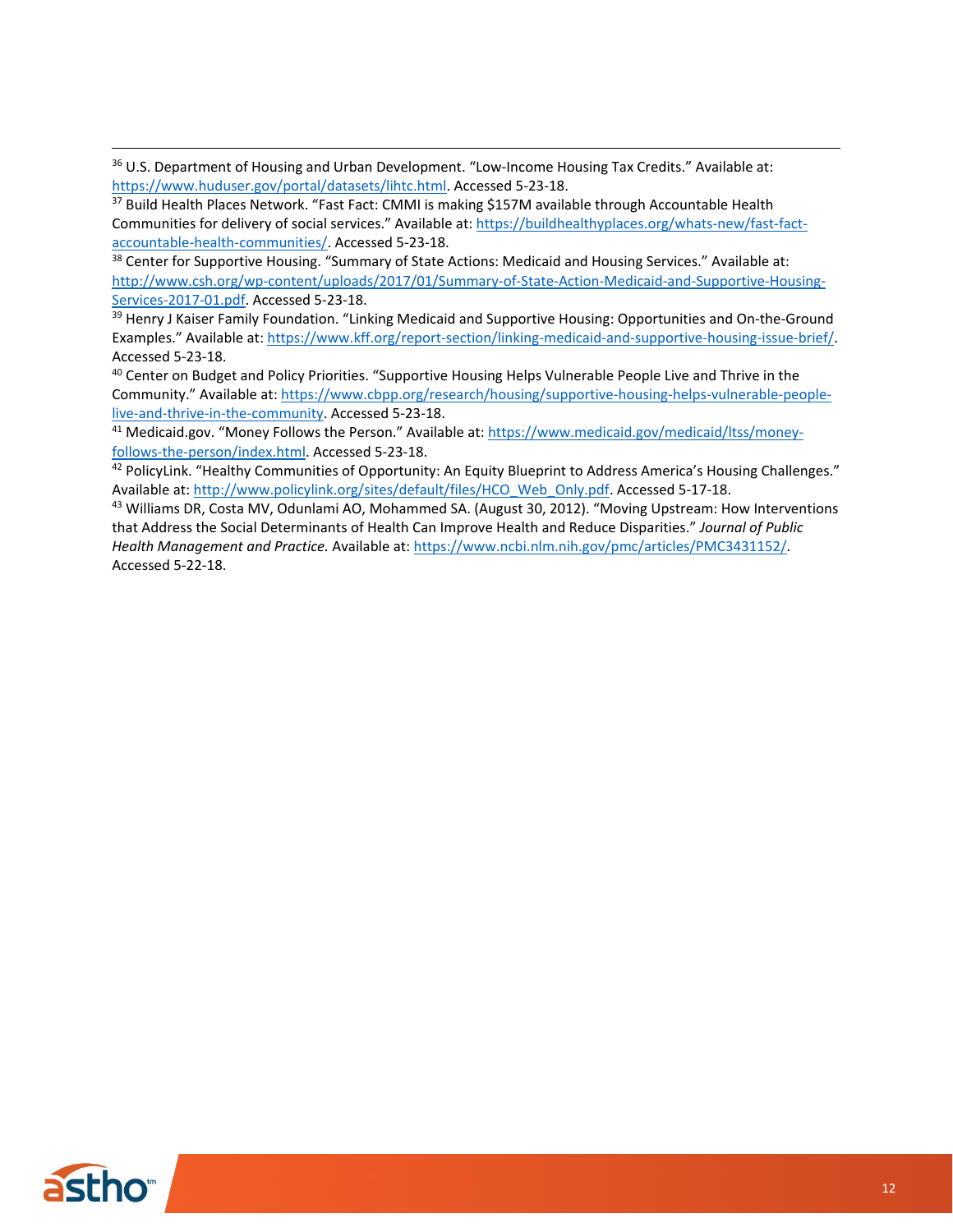[36] U.S. Department of Housing and Urban Development. "Low-Income Housing Tax Credits." Available at: https://www.huduser.gov/portal/datasets/lihtc.html. Accessed 5-23-18.

[37] Build Health Places Network. "Fast Fact: CMMI is making $157M available through Accountable Health Communities for delivery of social services." Available at: https://buildhealthyplaces.org/whats-new/fast-fact-accountable-health-communities/. Accessed 5-23-18.

[38] Center for Supportive Housing. "Summary of State Actions: Medicaid and Housing Services." Available at: http://www.csh.org/wp-content/uploads/2017/01/Summary-of-State-Action-Medicaid-and-Supportive-Housing-Services-2017-01.pdf. Accessed 5-23-18.

[39] Henry J Kaiser Family Foundation. "Linking Medicaid and Supportive Housing: Opportunities and On-the-Ground Examples." Available at: https://www.kff.org/report-section/linking-medicaid-and-supportive-housing-issue-brief/. Accessed 5-23-18.

[40] Center on Budget and Policy Priorities. "Supportive Housing Helps Vulnerable People Live and Thrive in the Community." Available at: https://www.cbpp.org/research/housing/supportive-housing-helps-vulnerable-people-live-and-thrive-in-the-community. Accessed 5-23-18.

[41] Medicaid.gov. "Money Follows the Person." Available at: https://www.medicaid.gov/medicaid/ltss/money-follows-the-person/index.html. Accessed 5-23-18.

[42] PolicyLink. "Healthy Communities of Opportunity: An Equity Blueprint to Address America's Housing Challenges." Available at: http://www.policylink.org/sites/default/files/HCO_Web_Only.pdf. Accessed 5-17-18.

[43] Williams DR, Costa MV, Odunlami AO, Mohammed SA. (August 30, 2012). "Moving Upstream: How Interventions that Address the Social Determinants of Health Can Improve Health and Reduce Disparities." *Journal of Public Health Management and Practice.* Available at: https://www.ncbi.nlm.nih.gov/pmc/articles/PMC3431152/. Accessed 5-22-18.